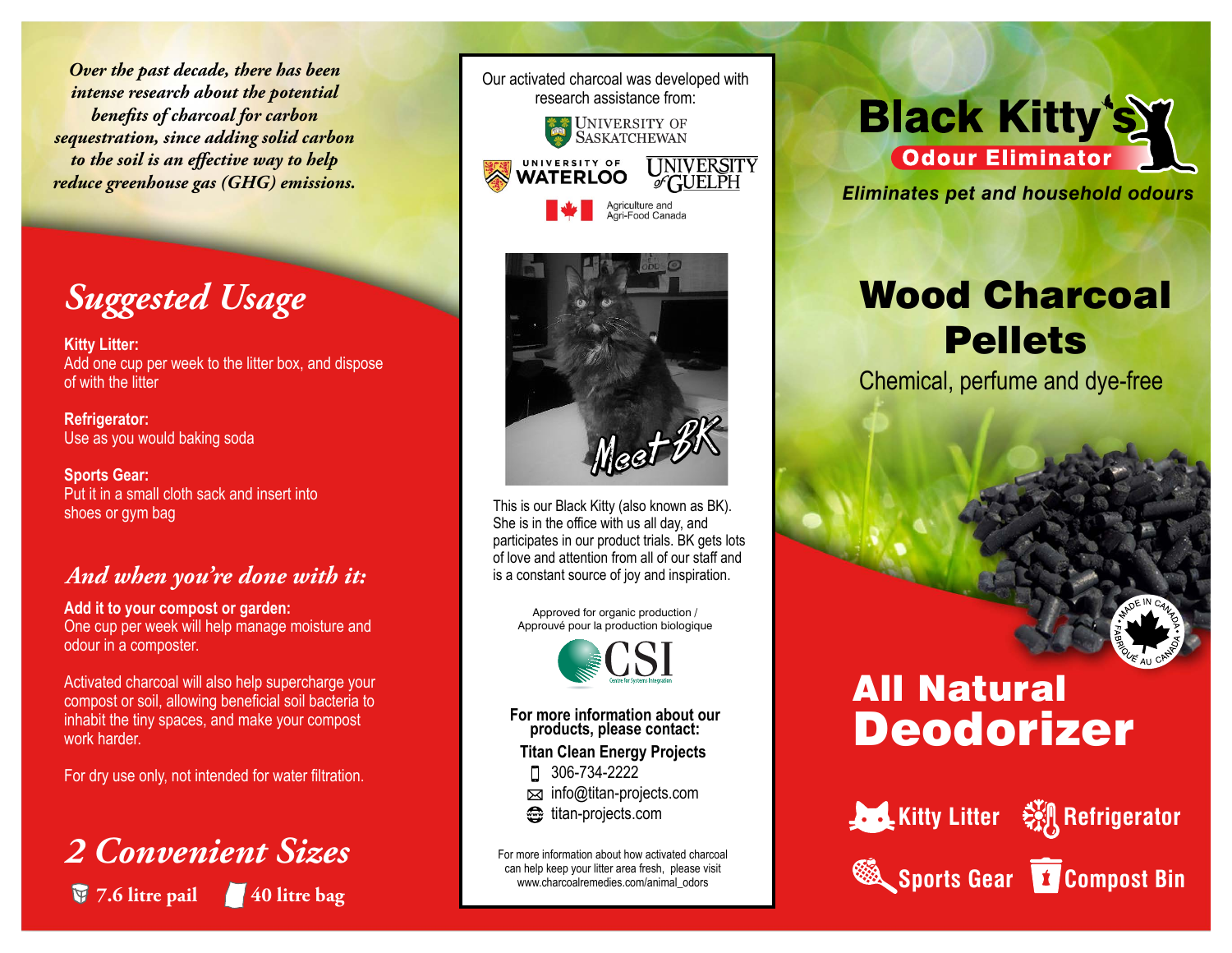*Over the past decade, there has been intense research about the potential benefits of charcoal for carbon sequestration, since adding solid carbon to the soil is an effective way to help reduce greenhouse gas (GHG) emissions.*

## *Suggested Usage*

**Kitty Litter:**
Add one cup per week to the litter box, and dispose of with the litter

**Refrigerator:**
Use as you would baking soda

**Sports Gear:**
Put it in a small cloth sack and insert into shoes or gym bag

### *And when you're done with it:*

**Add it to your compost or garden:**
One cup per week will help manage moisture and odour in a composter.

Activated charcoal will also help supercharge your compost or soil, allowing beneficial soil bacteria to inhabit the tiny spaces, and make your compost work harder.

For dry use only, not intended for water filtration.

## *2 Convenient Sizes*

7.6 litre pail    40 litre bag

Our activated charcoal was developed with research assistance from:

University of Saskatchewan
University of Waterloo
University of Guelph
Agriculture and Agri-Food Canada

Meet BK

This is our Black Kitty (also known as BK). She is in the office with us all day, and participates in our product trials. BK gets lots of love and attention from all of our staff and is a constant source of joy and inspiration.

Approved for organic production / Approuvé pour la production biologique

CSI
Centre for Systems Integration

**For more information about our products, please contact:**

**Titan Clean Energy Projects**
306-734-2222
info@titan-projects.com
titan-projects.com

For more information about how activated charcoal can help keep your litter area fresh, please visit www.charcoalremedies.com/animal_odors

# Black Kitty's

**Odour Eliminator**

***Eliminates pet and household odours***

# Wood Charcoal Pellets

Chemical, perfume and dye-free

Made in Canada • Fabriqué au Canada

# All Natural Deodorizer

Kitty Litter    Refrigerator
Sports Gear    Compost Bin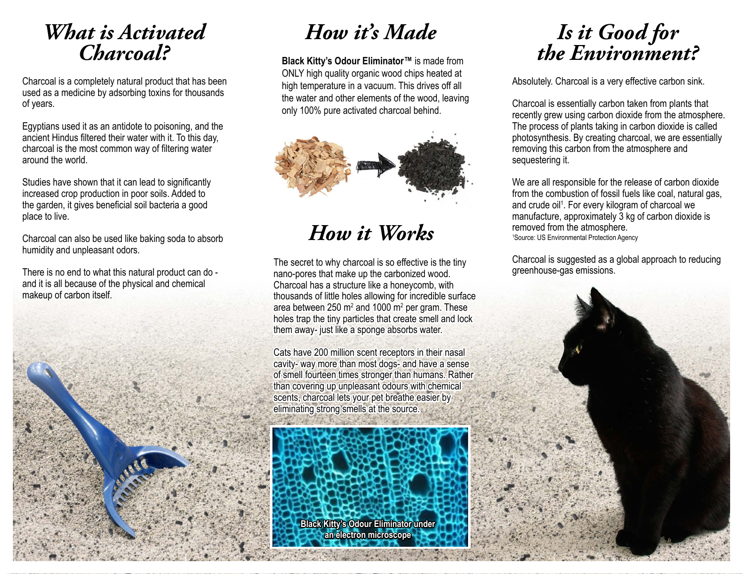# What is Activated Charcoal?

Charcoal is a completely natural product that has been used as a medicine by adsorbing toxins for thousands of years.

Egyptians used it as an antidote to poisoning, and the ancient Hindus filtered their water with it. To this day, charcoal is the most common way of filtering water around the world.

Studies have shown that it can lead to significantly increased crop production in poor soils. Added to the garden, it gives beneficial soil bacteria a good place to live.

Charcoal can also be used like baking soda to absorb humidity and unpleasant odors.

There is no end to what this natural product can do - and it is all because of the physical and chemical makeup of carbon itself.

# How it's Made

**Black Kitty's Odour Eliminator™** is made from ONLY high quality organic wood chips heated at high temperature in a vacuum. This drives off all the water and other elements of the wood, leaving only 100% pure activated charcoal behind.

# How it Works

The secret to why charcoal is so effective is the tiny nano-pores that make up the carbonized wood. Charcoal has a structure like a honeycomb, with thousands of little holes allowing for incredible surface area between 250 $m^2$ and 1000 $m^2$ per gram. These holes trap the tiny particles that create smell and lock them away- just like a sponge absorbs water.

Cats have 200 million scent receptors in their nasal cavity- way more than most dogs- and have a sense of smell fourteen times stronger than humans. Rather than covering up unpleasant odours with chemical scents, charcoal lets your pet breathe easier by eliminating strong smells at the source.

Black Kitty's Odour Eliminator under an electron microscope

# Is it Good for the Environment?

Absolutely. Charcoal is a very effective carbon sink.

Charcoal is essentially carbon taken from plants that recently grew using carbon dioxide from the atmosphere. The process of plants taking in carbon dioxide is called photosynthesis. By creating charcoal, we are essentially removing this carbon from the atmosphere and sequestering it.

We are all responsible for the release of carbon dioxide from the combustion of fossil fuels like coal, natural gas, and crude oil[1]. For every kilogram of charcoal we manufacture, approximately 3 kg of carbon dioxide is removed from the atmosphere.

[1]Source: US Environmental Protection Agency

Charcoal is suggested as a global approach to reducing greenhouse-gas emissions.